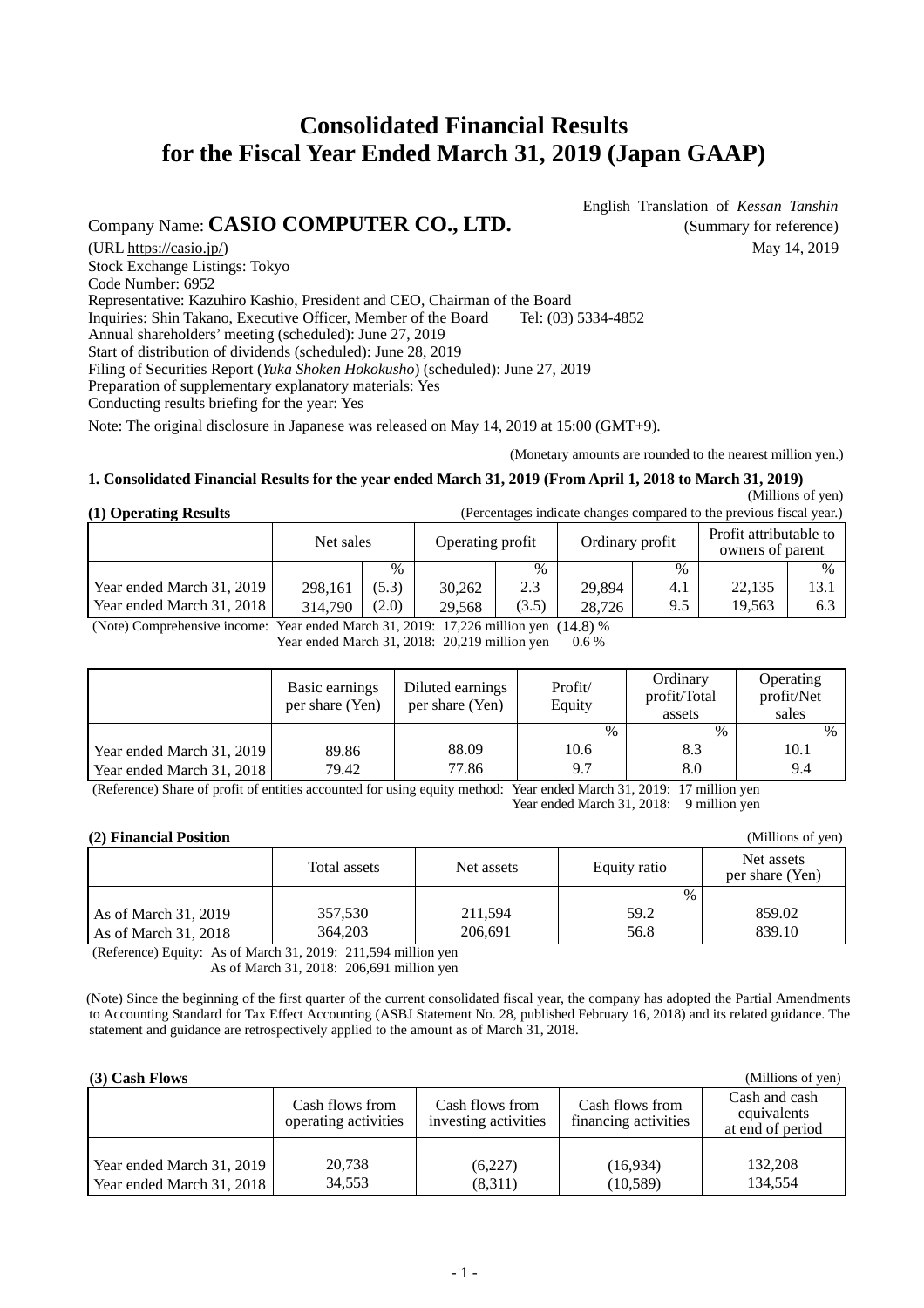# Consolidated Financial Results for the Fiscal Year Ended March 31, 2019 (Japan GAAP)

English Translation of *Kessan Tanshin*
(Summary for reference)
May 14, 2019

Company Name: **CASIO COMPUTER CO., LTD.**
(URL https://casio.jp/)
Stock Exchange Listings: Tokyo
Code Number: 6952
Representative: Kazuhiro Kashio, President and CEO, Chairman of the Board
Inquiries: Shin Takano, Executive Officer, Member of the Board Tel: (03) 5334-4852
Annual shareholders' meeting (scheduled): June 27, 2019
Start of distribution of dividends (scheduled): June 28, 2019
Filing of Securities Report (*Yuka Shoken Hokokusho*) (scheduled): June 27, 2019
Preparation of supplementary explanatory materials: Yes
Conducting results briefing for the year: Yes

Note: The original disclosure in Japanese was released on May 14, 2019 at 15:00 (GMT+9).

(Monetary amounts are rounded to the nearest million yen.)

### 1. Consolidated Financial Results for the year ended March 31, 2019 (From April 1, 2018 to March 31, 2019)

(Millions of yen)

**(1) Operating Results**

(Percentages indicate changes compared to the previous fiscal year.)

| | Net sales | | Operating profit | | Ordinary profit | | Profit attributable to owners of parent | |
|---|---|---|---|---|---|---|---|---|
| | | % | | % | | % | | % |
| Year ended March 31, 2019 | 298,161 | (5.3) | 30,262 | 2.3 | 29,894 | 4.1 | 22,135 | 13.1 |
| Year ended March 31, 2018 | 314,790 | (2.0) | 29,568 | (3.5) | 28,726 | 9.5 | 19,563 | 6.3 |

(Note) Comprehensive income: Year ended March 31, 2019: 17,226 million yen (14.8) %
Year ended March 31, 2018: 20,219 million yen 0.6 %

| | Basic earnings per share (Yen) | Diluted earnings per share (Yen) | Profit/ Equity | Ordinary profit/Total assets | Operating profit/Net sales |
|---|---|---|---|---|---|
| | | | % | % | % |
| Year ended March 31, 2019 | 89.86 | 88.09 | 10.6 | 8.3 | 10.1 |
| Year ended March 31, 2018 | 79.42 | 77.86 | 9.7 | 8.0 | 9.4 |

(Reference) Share of profit of entities accounted for using equity method: Year ended March 31, 2019: 17 million yen
Year ended March 31, 2018: 9 million yen

**(2) Financial Position**

(Millions of yen)

| | Total assets | Net assets | Equity ratio | Net assets per share (Yen) |
|---|---|---|---|---|
| | | | % | |
| As of March 31, 2019 | 357,530 | 211,594 | 59.2 | 859.02 |
| As of March 31, 2018 | 364,203 | 206,691 | 56.8 | 839.10 |

(Reference) Equity: As of March 31, 2019: 211,594 million yen
As of March 31, 2018: 206,691 million yen

(Note) Since the beginning of the first quarter of the current consolidated fiscal year, the company has adopted the Partial Amendments to Accounting Standard for Tax Effect Accounting (ASBJ Statement No. 28, published February 16, 2018) and its related guidance. The statement and guidance are retrospectively applied to the amount as of March 31, 2018.

**(3) Cash Flows**

(Millions of yen)

| | Cash flows from operating activities | Cash flows from investing activities | Cash flows from financing activities | Cash and cash equivalents at end of period |
|---|---|---|---|---|
| Year ended March 31, 2019 | 20,738 | (6,227) | (16,934) | 132,208 |
| Year ended March 31, 2018 | 34,553 | (8,311) | (10,589) | 134,554 |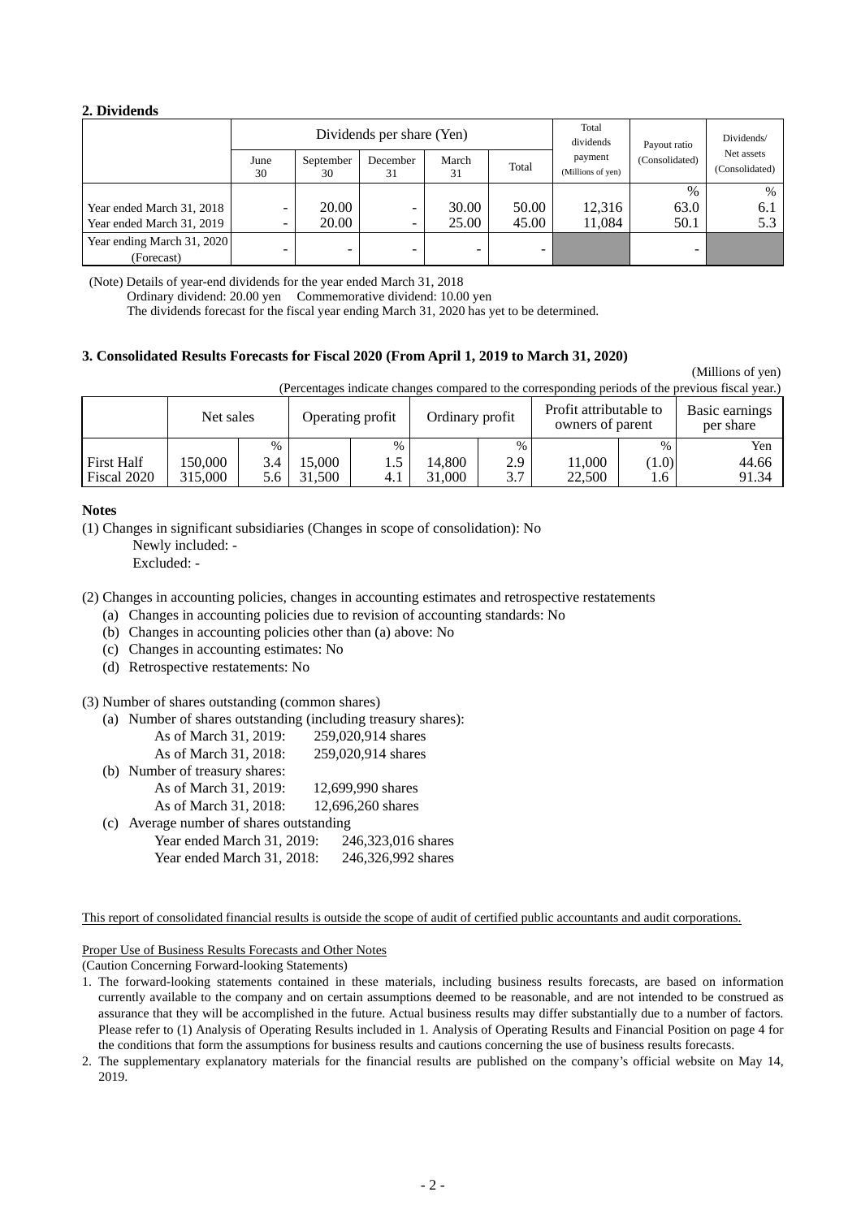## 2. Dividends

| | Dividends per share (Yen) | | | | | Total dividends payment (Millions of yen) | Payout ratio (Consolidated) | Dividends/ Net assets (Consolidated) |
|---|---|---|---|---|---|---|---|---|
| | June 30 | September 30 | December 31 | March 31 | Total | | | |
| | | | | | | | % | % |
| Year ended March 31, 2018 | - | 20.00 | - | 30.00 | 50.00 | 12,316 | 63.0 | 6.1 |
| Year ended March 31, 2019 | - | 20.00 | - | 25.00 | 45.00 | 11,084 | 50.1 | 5.3 |
| Year ending March 31, 2020 (Forecast) | - | - | - | - | - | | - | |

(Note) Details of year-end dividends for the year ended March 31, 2018

Ordinary dividend: 20.00 yen  Commemorative dividend: 10.00 yen

The dividends forecast for the fiscal year ending March 31, 2020 has yet to be determined.

## 3. Consolidated Results Forecasts for Fiscal 2020 (From April 1, 2019 to March 31, 2020)

(Millions of yen)

(Percentages indicate changes compared to the corresponding periods of the previous fiscal year.)

| | Net sales | | Operating profit | | Ordinary profit | | Profit attributable to owners of parent | | Basic earnings per share |
|---|---|---|---|---|---|---|---|---|---|
| | | % | | % | | % | | % | Yen |
| First Half | 150,000 | 3.4 | 15,000 | 1.5 | 14,800 | 2.9 | 11,000 | (1.0) | 44.66 |
| Fiscal 2020 | 315,000 | 5.6 | 31,500 | 4.1 | 31,000 | 3.7 | 22,500 | 1.6 | 91.34 |

**Notes**

(1) Changes in significant subsidiaries (Changes in scope of consolidation): No

Newly included: -

Excluded: -

(2) Changes in accounting policies, changes in accounting estimates and retrospective restatements

(a) Changes in accounting policies due to revision of accounting standards: No

(b) Changes in accounting policies other than (a) above: No

(c) Changes in accounting estimates: No

(d) Retrospective restatements: No

(3) Number of shares outstanding (common shares)

(a) Number of shares outstanding (including treasury shares):

As of March 31, 2019: 259,020,914 shares

As of March 31, 2018: 259,020,914 shares

(b) Number of treasury shares:

As of March 31, 2019: 12,699,990 shares

As of March 31, 2018: 12,696,260 shares

(c) Average number of shares outstanding

Year ended March 31, 2019: 246,323,016 shares

Year ended March 31, 2018: 246,326,992 shares

This report of consolidated financial results is outside the scope of audit of certified public accountants and audit corporations.

Proper Use of Business Results Forecasts and Other Notes

(Caution Concerning Forward-looking Statements)

1. The forward-looking statements contained in these materials, including business results forecasts, are based on information currently available to the company and on certain assumptions deemed to be reasonable, and are not intended to be construed as assurance that they will be accomplished in the future. Actual business results may differ substantially due to a number of factors. Please refer to (1) Analysis of Operating Results included in 1. Analysis of Operating Results and Financial Position on page 4 for the conditions that form the assumptions for business results and cautions concerning the use of business results forecasts.
2. The supplementary explanatory materials for the financial results are published on the company's official website on May 14, 2019.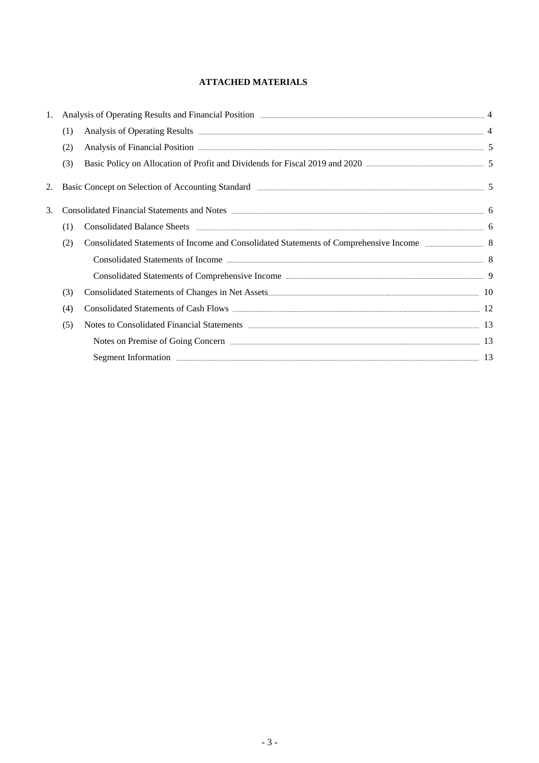## ATTACHED MATERIALS

1. Analysis of Operating Results and Financial Position ..... 4
   - (1) Analysis of Operating Results ..... 4
   - (2) Analysis of Financial Position ..... 5
   - (3) Basic Policy on Allocation of Profit and Dividends for Fiscal 2019 and 2020 ..... 5
2. Basic Concept on Selection of Accounting Standard ..... 5
3. Consolidated Financial Statements and Notes ..... 6
   - (1) Consolidated Balance Sheets ..... 6
   - (2) Consolidated Statements of Income and Consolidated Statements of Comprehensive Income ..... 8
     - Consolidated Statements of Income ..... 8
     - Consolidated Statements of Comprehensive Income ..... 9
   - (3) Consolidated Statements of Changes in Net Assets ..... 10
   - (4) Consolidated Statements of Cash Flows ..... 12
   - (5) Notes to Consolidated Financial Statements ..... 13
     - Notes on Premise of Going Concern ..... 13
     - Segment Information ..... 13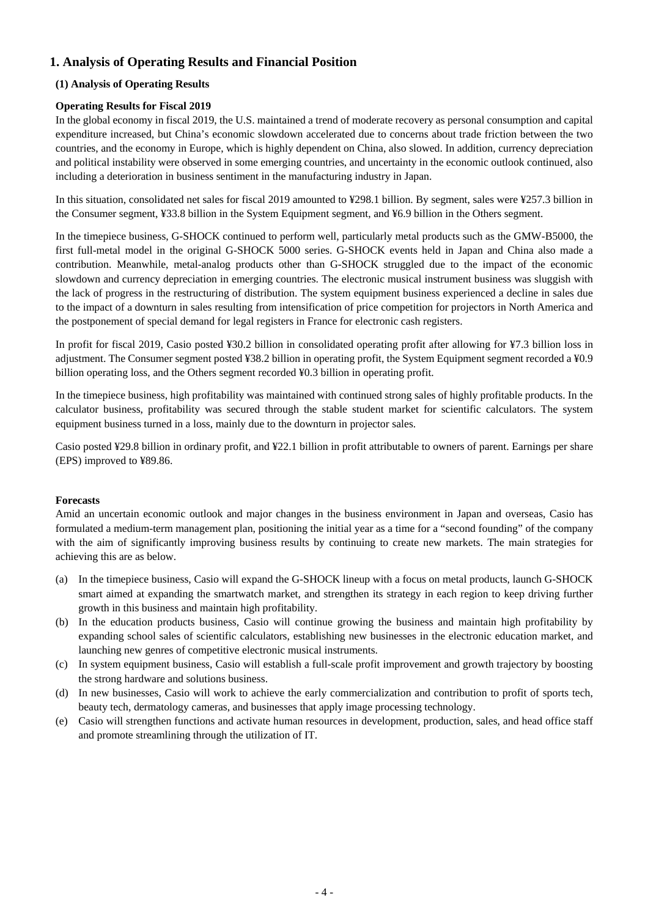# 1. Analysis of Operating Results and Financial Position

## (1) Analysis of Operating Results

### Operating Results for Fiscal 2019

In the global economy in fiscal 2019, the U.S. maintained a trend of moderate recovery as personal consumption and capital expenditure increased, but China's economic slowdown accelerated due to concerns about trade friction between the two countries, and the economy in Europe, which is highly dependent on China, also slowed. In addition, currency depreciation and political instability were observed in some emerging countries, and uncertainty in the economic outlook continued, also including a deterioration in business sentiment in the manufacturing industry in Japan.

In this situation, consolidated net sales for fiscal 2019 amounted to ¥298.1 billion. By segment, sales were ¥257.3 billion in the Consumer segment, ¥33.8 billion in the System Equipment segment, and ¥6.9 billion in the Others segment.

In the timepiece business, G-SHOCK continued to perform well, particularly metal products such as the GMW-B5000, the first full-metal model in the original G-SHOCK 5000 series. G-SHOCK events held in Japan and China also made a contribution. Meanwhile, metal-analog products other than G-SHOCK struggled due to the impact of the economic slowdown and currency depreciation in emerging countries. The electronic musical instrument business was sluggish with the lack of progress in the restructuring of distribution. The system equipment business experienced a decline in sales due to the impact of a downturn in sales resulting from intensification of price competition for projectors in North America and the postponement of special demand for legal registers in France for electronic cash registers.

In profit for fiscal 2019, Casio posted ¥30.2 billion in consolidated operating profit after allowing for ¥7.3 billion loss in adjustment. The Consumer segment posted ¥38.2 billion in operating profit, the System Equipment segment recorded a ¥0.9 billion operating loss, and the Others segment recorded ¥0.3 billion in operating profit.

In the timepiece business, high profitability was maintained with continued strong sales of highly profitable products. In the calculator business, profitability was secured through the stable student market for scientific calculators. The system equipment business turned in a loss, mainly due to the downturn in projector sales.

Casio posted ¥29.8 billion in ordinary profit, and ¥22.1 billion in profit attributable to owners of parent. Earnings per share (EPS) improved to ¥89.86.

### Forecasts

Amid an uncertain economic outlook and major changes in the business environment in Japan and overseas, Casio has formulated a medium-term management plan, positioning the initial year as a time for a "second founding" of the company with the aim of significantly improving business results by continuing to create new markets. The main strategies for achieving this are as below.

(a) In the timepiece business, Casio will expand the G-SHOCK lineup with a focus on metal products, launch G-SHOCK smart aimed at expanding the smartwatch market, and strengthen its strategy in each region to keep driving further growth in this business and maintain high profitability.

(b) In the education products business, Casio will continue growing the business and maintain high profitability by expanding school sales of scientific calculators, establishing new businesses in the electronic education market, and launching new genres of competitive electronic musical instruments.

(c) In system equipment business, Casio will establish a full-scale profit improvement and growth trajectory by boosting the strong hardware and solutions business.

(d) In new businesses, Casio will work to achieve the early commercialization and contribution to profit of sports tech, beauty tech, dermatology cameras, and businesses that apply image processing technology.

(e) Casio will strengthen functions and activate human resources in development, production, sales, and head office staff and promote streamlining through the utilization of IT.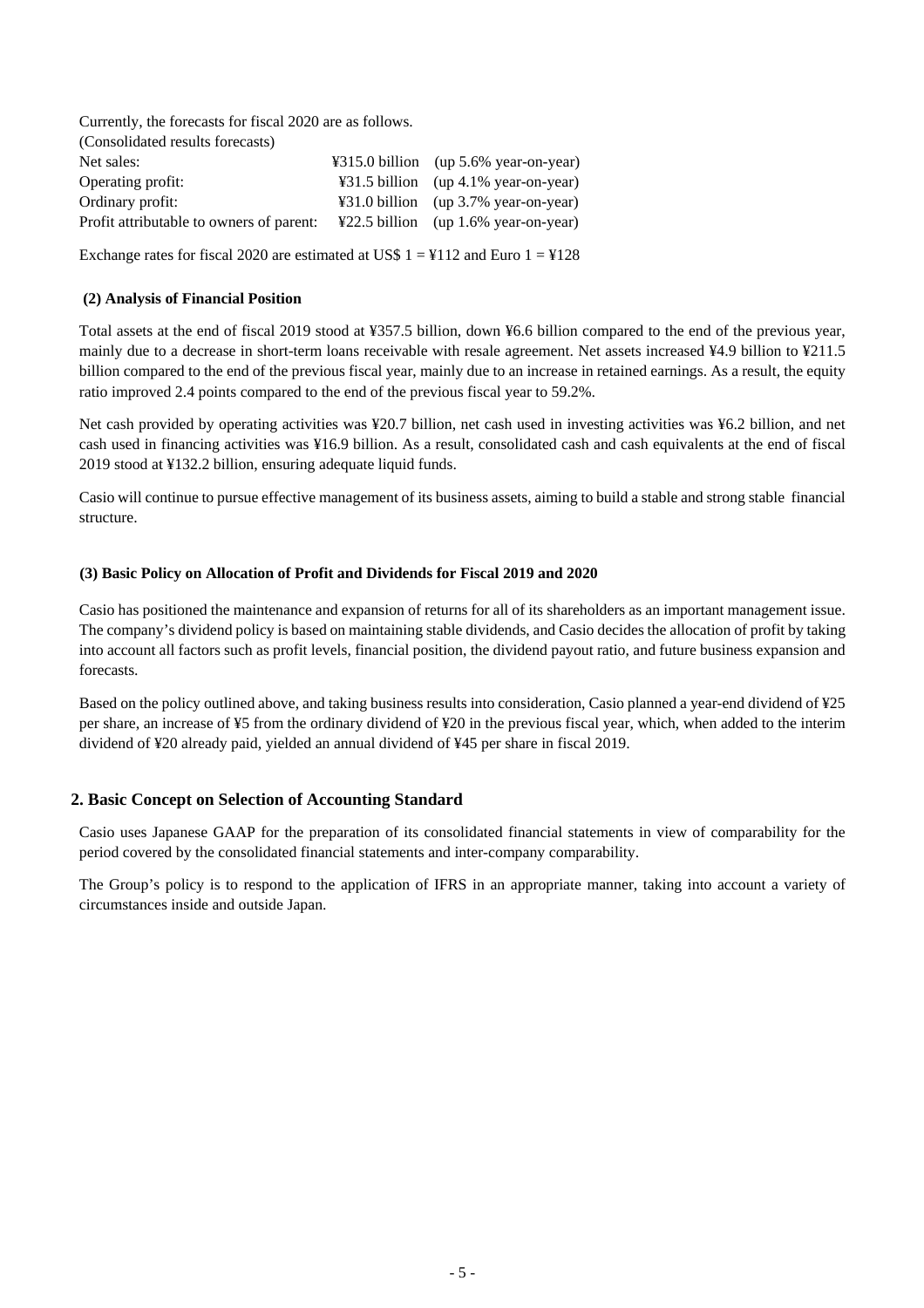Currently, the forecasts for fiscal 2020 are as follows.

(Consolidated results forecasts)

| | | |
|---|---|---|
| Net sales: | ¥315.0 billion | (up 5.6% year-on-year) |
| Operating profit: | ¥31.5 billion | (up 4.1% year-on-year) |
| Ordinary profit: | ¥31.0 billion | (up 3.7% year-on-year) |
| Profit attributable to owners of parent: | ¥22.5 billion | (up 1.6% year-on-year) |

Exchange rates for fiscal 2020 are estimated at US$ 1 = ¥112 and Euro 1 = ¥128

### (2) Analysis of Financial Position

Total assets at the end of fiscal 2019 stood at ¥357.5 billion, down ¥6.6 billion compared to the end of the previous year, mainly due to a decrease in short-term loans receivable with resale agreement. Net assets increased ¥4.9 billion to ¥211.5 billion compared to the end of the previous fiscal year, mainly due to an increase in retained earnings. As a result, the equity ratio improved 2.4 points compared to the end of the previous fiscal year to 59.2%.

Net cash provided by operating activities was ¥20.7 billion, net cash used in investing activities was ¥6.2 billion, and net cash used in financing activities was ¥16.9 billion. As a result, consolidated cash and cash equivalents at the end of fiscal 2019 stood at ¥132.2 billion, ensuring adequate liquid funds.

Casio will continue to pursue effective management of its business assets, aiming to build a stable and strong stable financial structure.

### (3) Basic Policy on Allocation of Profit and Dividends for Fiscal 2019 and 2020

Casio has positioned the maintenance and expansion of returns for all of its shareholders as an important management issue. The company's dividend policy is based on maintaining stable dividends, and Casio decides the allocation of profit by taking into account all factors such as profit levels, financial position, the dividend payout ratio, and future business expansion and forecasts.

Based on the policy outlined above, and taking business results into consideration, Casio planned a year-end dividend of ¥25 per share, an increase of ¥5 from the ordinary dividend of ¥20 in the previous fiscal year, which, when added to the interim dividend of ¥20 already paid, yielded an annual dividend of ¥45 per share in fiscal 2019.

## 2. Basic Concept on Selection of Accounting Standard

Casio uses Japanese GAAP for the preparation of its consolidated financial statements in view of comparability for the period covered by the consolidated financial statements and inter-company comparability.

The Group's policy is to respond to the application of IFRS in an appropriate manner, taking into account a variety of circumstances inside and outside Japan.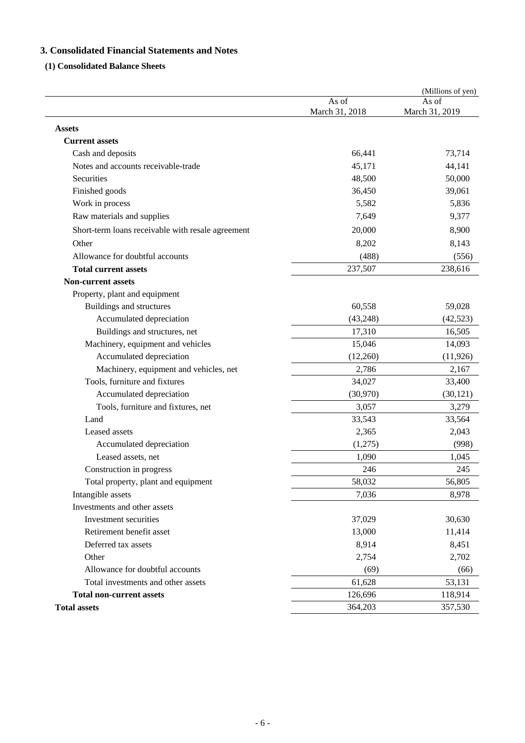## 3. Consolidated Financial Statements and Notes

### (1) Consolidated Balance Sheets

(Millions of yen)

| | As of March 31, 2018 | As of March 31, 2019 |
|---|---|---|
| **Assets** | | |
| **Current assets** | | |
| Cash and deposits | 66,441 | 73,714 |
| Notes and accounts receivable-trade | 45,171 | 44,141 |
| Securities | 48,500 | 50,000 |
| Finished goods | 36,450 | 39,061 |
| Work in process | 5,582 | 5,836 |
| Raw materials and supplies | 7,649 | 9,377 |
| Short-term loans receivable with resale agreement | 20,000 | 8,900 |
| Other | 8,202 | 8,143 |
| Allowance for doubtful accounts | (488) | (556) |
| **Total current assets** | 237,507 | 238,616 |
| **Non-current assets** | | |
| Property, plant and equipment | | |
| Buildings and structures | 60,558 | 59,028 |
| Accumulated depreciation | (43,248) | (42,523) |
| Buildings and structures, net | 17,310 | 16,505 |
| Machinery, equipment and vehicles | 15,046 | 14,093 |
| Accumulated depreciation | (12,260) | (11,926) |
| Machinery, equipment and vehicles, net | 2,786 | 2,167 |
| Tools, furniture and fixtures | 34,027 | 33,400 |
| Accumulated depreciation | (30,970) | (30,121) |
| Tools, furniture and fixtures, net | 3,057 | 3,279 |
| Land | 33,543 | 33,564 |
| Leased assets | 2,365 | 2,043 |
| Accumulated depreciation | (1,275) | (998) |
| Leased assets, net | 1,090 | 1,045 |
| Construction in progress | 246 | 245 |
| Total property, plant and equipment | 58,032 | 56,805 |
| Intangible assets | 7,036 | 8,978 |
| Investments and other assets | | |
| Investment securities | 37,029 | 30,630 |
| Retirement benefit asset | 13,000 | 11,414 |
| Deferred tax assets | 8,914 | 8,451 |
| Other | 2,754 | 2,702 |
| Allowance for doubtful accounts | (69) | (66) |
| Total investments and other assets | 61,628 | 53,131 |
| **Total non-current assets** | 126,696 | 118,914 |
| **Total assets** | 364,203 | 357,530 |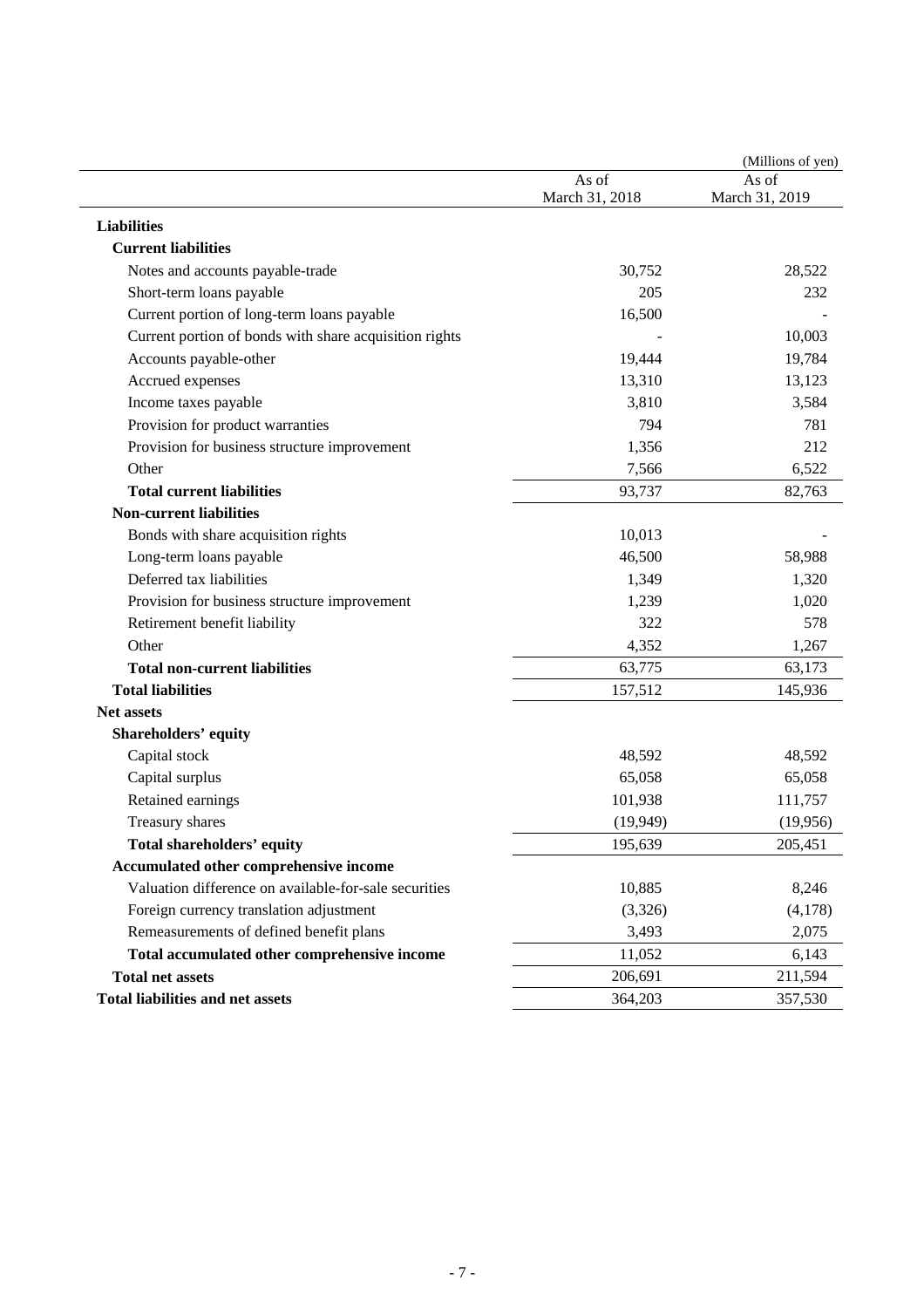(Millions of yen)

| | As of March 31, 2018 | As of March 31, 2019 |
|---|---|---|
| **Liabilities** | | |
| **Current liabilities** | | |
| Notes and accounts payable-trade | 30,752 | 28,522 |
| Short-term loans payable | 205 | 232 |
| Current portion of long-term loans payable | 16,500 | - |
| Current portion of bonds with share acquisition rights | - | 10,003 |
| Accounts payable-other | 19,444 | 19,784 |
| Accrued expenses | 13,310 | 13,123 |
| Income taxes payable | 3,810 | 3,584 |
| Provision for product warranties | 794 | 781 |
| Provision for business structure improvement | 1,356 | 212 |
| Other | 7,566 | 6,522 |
| **Total current liabilities** | 93,737 | 82,763 |
| **Non-current liabilities** | | |
| Bonds with share acquisition rights | 10,013 | - |
| Long-term loans payable | 46,500 | 58,988 |
| Deferred tax liabilities | 1,349 | 1,320 |
| Provision for business structure improvement | 1,239 | 1,020 |
| Retirement benefit liability | 322 | 578 |
| Other | 4,352 | 1,267 |
| **Total non-current liabilities** | 63,775 | 63,173 |
| **Total liabilities** | 157,512 | 145,936 |
| **Net assets** | | |
| **Shareholders' equity** | | |
| Capital stock | 48,592 | 48,592 |
| Capital surplus | 65,058 | 65,058 |
| Retained earnings | 101,938 | 111,757 |
| Treasury shares | (19,949) | (19,956) |
| **Total shareholders' equity** | 195,639 | 205,451 |
| **Accumulated other comprehensive income** | | |
| Valuation difference on available-for-sale securities | 10,885 | 8,246 |
| Foreign currency translation adjustment | (3,326) | (4,178) |
| Remeasurements of defined benefit plans | 3,493 | 2,075 |
| **Total accumulated other comprehensive income** | 11,052 | 6,143 |
| **Total net assets** | 206,691 | 211,594 |
| **Total liabilities and net assets** | 364,203 | 357,530 |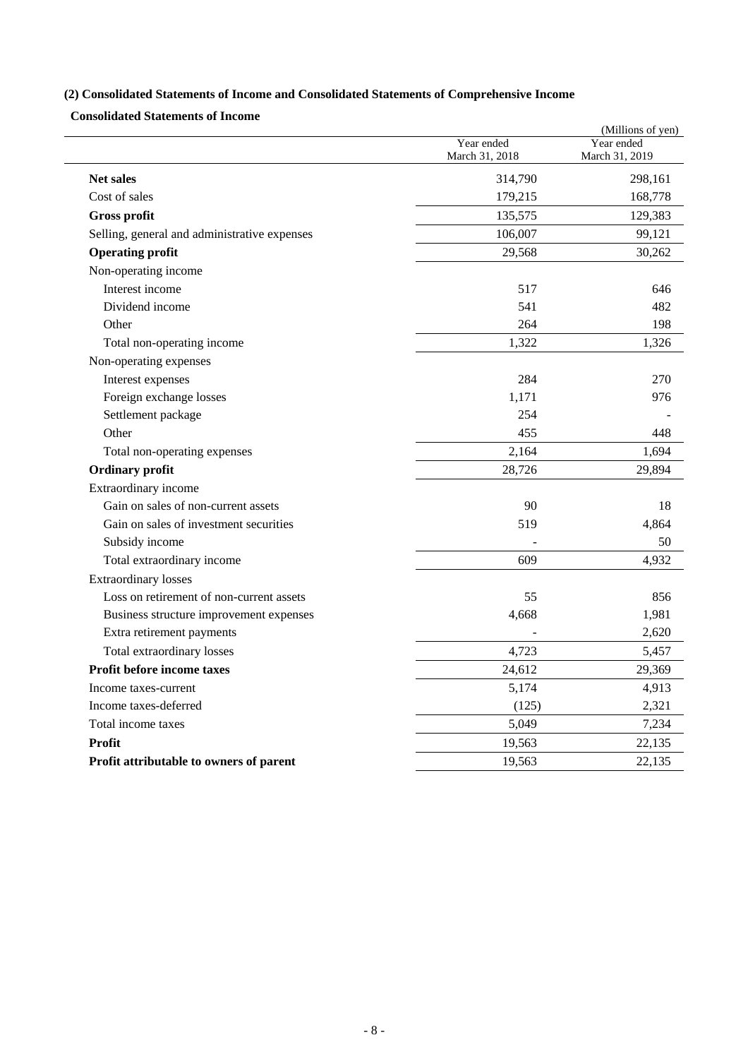### (2) Consolidated Statements of Income and Consolidated Statements of Comprehensive Income

#### Consolidated Statements of Income

(Millions of yen)

| | Year ended March 31, 2018 | Year ended March 31, 2019 |
|---|---|---|
| **Net sales** | 314,790 | 298,161 |
| Cost of sales | 179,215 | 168,778 |
| **Gross profit** | 135,575 | 129,383 |
| Selling, general and administrative expenses | 106,007 | 99,121 |
| **Operating profit** | 29,568 | 30,262 |
| Non-operating income | | |
| Interest income | 517 | 646 |
| Dividend income | 541 | 482 |
| Other | 264 | 198 |
| Total non-operating income | 1,322 | 1,326 |
| Non-operating expenses | | |
| Interest expenses | 284 | 270 |
| Foreign exchange losses | 1,171 | 976 |
| Settlement package | 254 | - |
| Other | 455 | 448 |
| Total non-operating expenses | 2,164 | 1,694 |
| **Ordinary profit** | 28,726 | 29,894 |
| Extraordinary income | | |
| Gain on sales of non-current assets | 90 | 18 |
| Gain on sales of investment securities | 519 | 4,864 |
| Subsidy income | - | 50 |
| Total extraordinary income | 609 | 4,932 |
| Extraordinary losses | | |
| Loss on retirement of non-current assets | 55 | 856 |
| Business structure improvement expenses | 4,668 | 1,981 |
| Extra retirement payments | - | 2,620 |
| Total extraordinary losses | 4,723 | 5,457 |
| **Profit before income taxes** | 24,612 | 29,369 |
| Income taxes-current | 5,174 | 4,913 |
| Income taxes-deferred | (125) | 2,321 |
| Total income taxes | 5,049 | 7,234 |
| **Profit** | 19,563 | 22,135 |
| **Profit attributable to owners of parent** | 19,563 | 22,135 |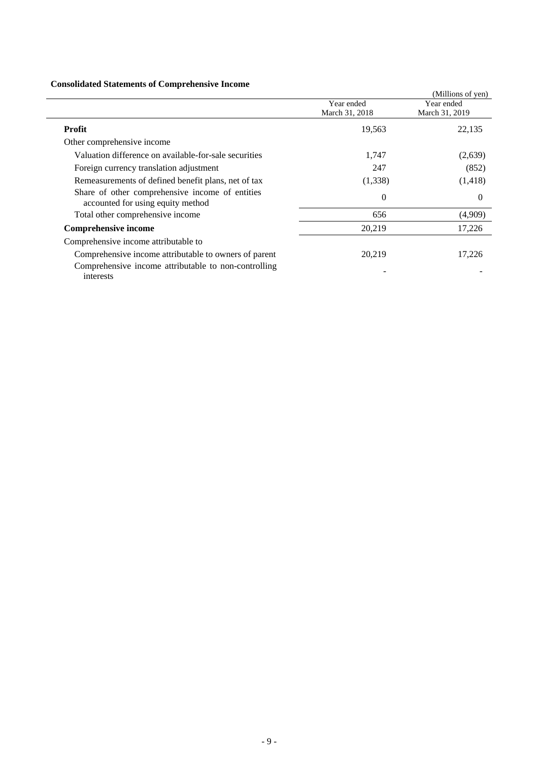### Consolidated Statements of Comprehensive Income

(Millions of yen)

| | Year ended March 31, 2018 | Year ended March 31, 2019 |
|---|---|---|
| **Profit** | 19,563 | 22,135 |
| Other comprehensive income | | |
| Valuation difference on available-for-sale securities | 1,747 | (2,639) |
| Foreign currency translation adjustment | 247 | (852) |
| Remeasurements of defined benefit plans, net of tax | (1,338) | (1,418) |
| Share of other comprehensive income of entities accounted for using equity method | 0 | 0 |
| Total other comprehensive income | 656 | (4,909) |
| **Comprehensive income** | 20,219 | 17,226 |
| Comprehensive income attributable to | | |
| Comprehensive income attributable to owners of parent | 20,219 | 17,226 |
| Comprehensive income attributable to non-controlling interests | - | - |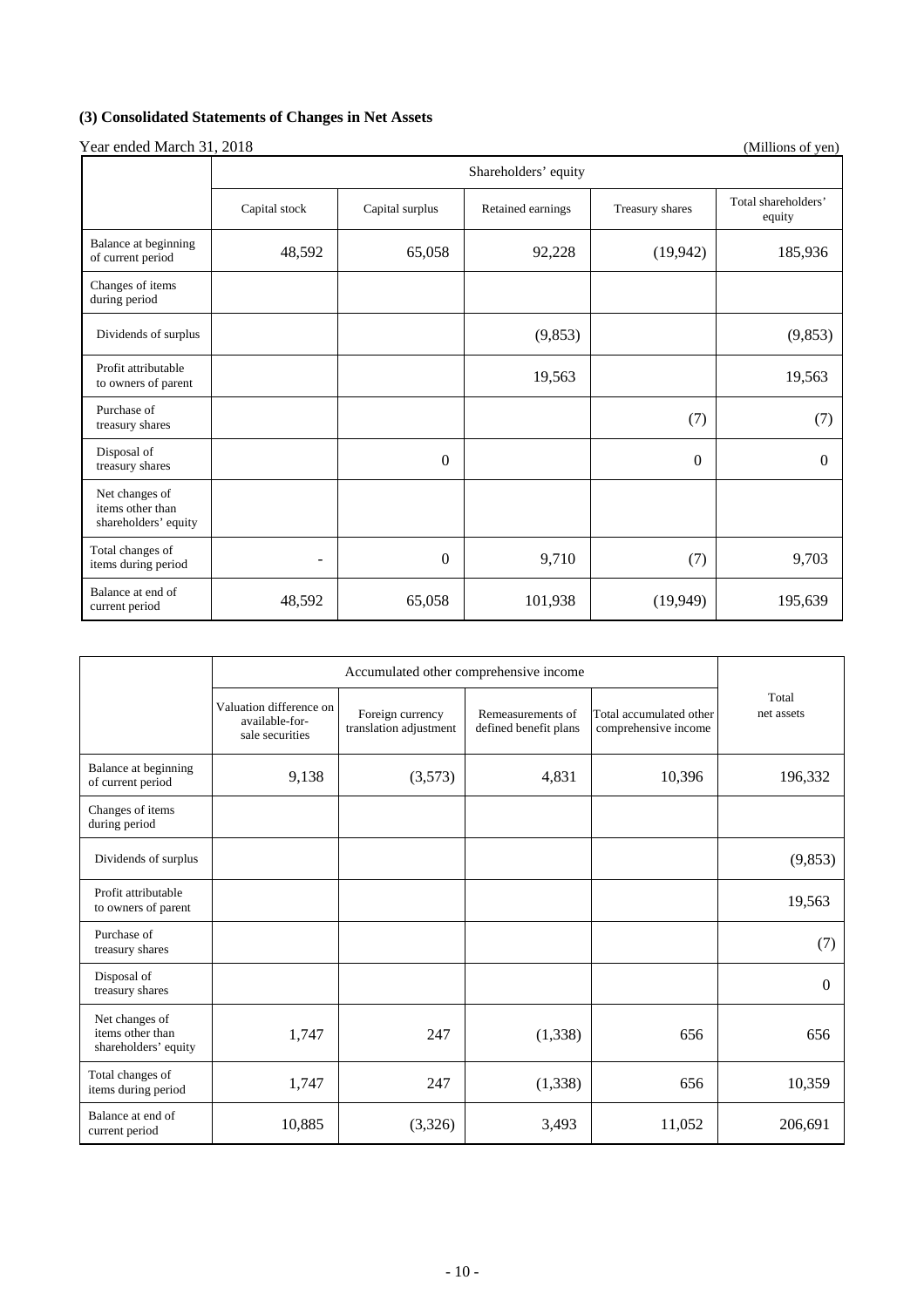### (3) Consolidated Statements of Changes in Net Assets

Year ended March 31, 2018 (Millions of yen)

| | Shareholders' equity | | | | |
|---|---|---|---|---|---|
| | Capital stock | Capital surplus | Retained earnings | Treasury shares | Total shareholders' equity |
| Balance at beginning of current period | 48,592 | 65,058 | 92,228 | (19,942) | 185,936 |
| Changes of items during period | | | | | |
| Dividends of surplus | | | (9,853) | | (9,853) |
| Profit attributable to owners of parent | | | 19,563 | | 19,563 |
| Purchase of treasury shares | | | | (7) | (7) |
| Disposal of treasury shares | | 0 | | 0 | 0 |
| Net changes of items other than shareholders' equity | | | | | |
| Total changes of items during period | - | 0 | 9,710 | (7) | 9,703 |
| Balance at end of current period | 48,592 | 65,058 | 101,938 | (19,949) | 195,639 |

| | Accumulated other comprehensive income | | | | Total net assets |
|---|---|---|---|---|---|
| | Valuation difference on available-for-sale securities | Foreign currency translation adjustment | Remeasurements of defined benefit plans | Total accumulated other comprehensive income | |
| Balance at beginning of current period | 9,138 | (3,573) | 4,831 | 10,396 | 196,332 |
| Changes of items during period | | | | | |
| Dividends of surplus | | | | | (9,853) |
| Profit attributable to owners of parent | | | | | 19,563 |
| Purchase of treasury shares | | | | | (7) |
| Disposal of treasury shares | | | | | 0 |
| Net changes of items other than shareholders' equity | 1,747 | 247 | (1,338) | 656 | 656 |
| Total changes of items during period | 1,747 | 247 | (1,338) | 656 | 10,359 |
| Balance at end of current period | 10,885 | (3,326) | 3,493 | 11,052 | 206,691 |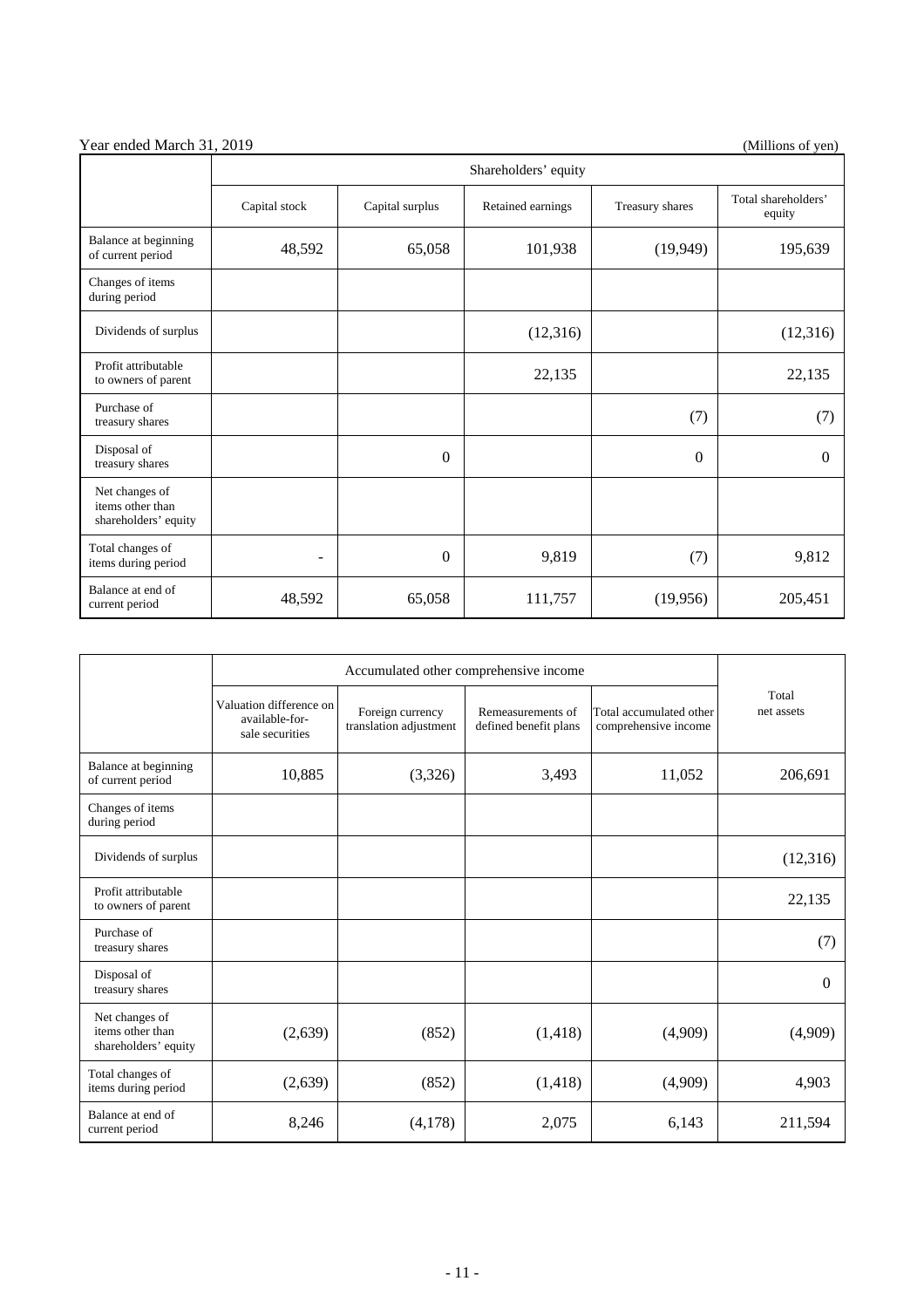Year ended March 31, 2019

(Millions of yen)

| | Shareholders' equity | | | | |
|---|---|---|---|---|---|
| | Capital stock | Capital surplus | Retained earnings | Treasury shares | Total shareholders' equity |
| Balance at beginning of current period | 48,592 | 65,058 | 101,938 | (19,949) | 195,639 |
| Changes of items during period | | | | | |
| Dividends of surplus | | | (12,316) | | (12,316) |
| Profit attributable to owners of parent | | | 22,135 | | 22,135 |
| Purchase of treasury shares | | | | (7) | (7) |
| Disposal of treasury shares | | 0 | | 0 | 0 |
| Net changes of items other than shareholders' equity | | | | | |
| Total changes of items during period | - | 0 | 9,819 | (7) | 9,812 |
| Balance at end of current period | 48,592 | 65,058 | 111,757 | (19,956) | 205,451 |

| | Accumulated other comprehensive income | | | | Total net assets |
|---|---|---|---|---|---|
| | Valuation difference on available-for-sale securities | Foreign currency translation adjustment | Remeasurements of defined benefit plans | Total accumulated other comprehensive income | |
| Balance at beginning of current period | 10,885 | (3,326) | 3,493 | 11,052 | 206,691 |
| Changes of items during period | | | | | |
| Dividends of surplus | | | | | (12,316) |
| Profit attributable to owners of parent | | | | | 22,135 |
| Purchase of treasury shares | | | | | (7) |
| Disposal of treasury shares | | | | | 0 |
| Net changes of items other than shareholders' equity | (2,639) | (852) | (1,418) | (4,909) | (4,909) |
| Total changes of items during period | (2,639) | (852) | (1,418) | (4,909) | 4,903 |
| Balance at end of current period | 8,246 | (4,178) | 2,075 | 6,143 | 211,594 |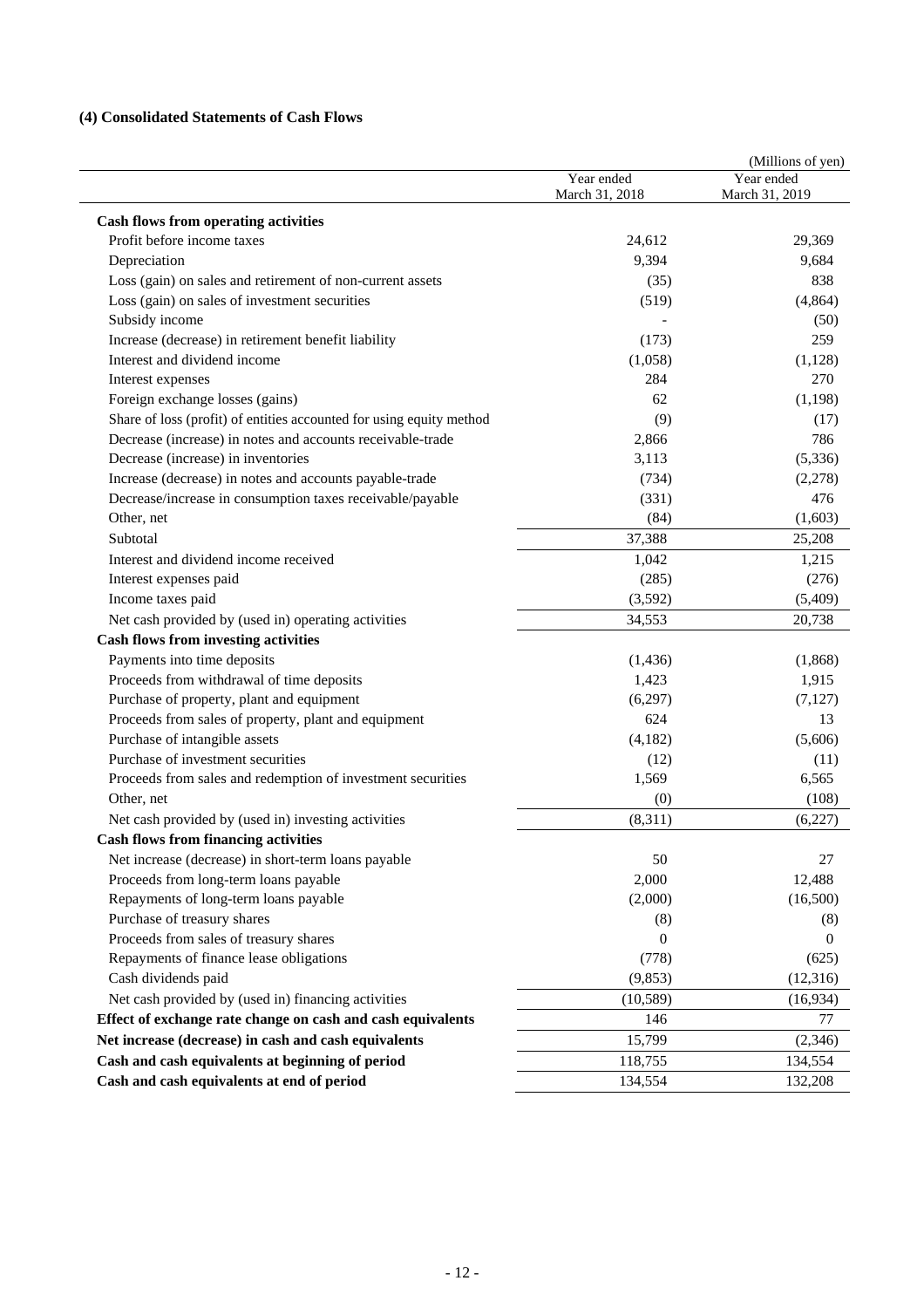### (4) Consolidated Statements of Cash Flows

(Millions of yen)

| | Year ended March 31, 2018 | Year ended March 31, 2019 |
|---|---|---|
| **Cash flows from operating activities** | | |
| Profit before income taxes | 24,612 | 29,369 |
| Depreciation | 9,394 | 9,684 |
| Loss (gain) on sales and retirement of non-current assets | (35) | 838 |
| Loss (gain) on sales of investment securities | (519) | (4,864) |
| Subsidy income | - | (50) |
| Increase (decrease) in retirement benefit liability | (173) | 259 |
| Interest and dividend income | (1,058) | (1,128) |
| Interest expenses | 284 | 270 |
| Foreign exchange losses (gains) | 62 | (1,198) |
| Share of loss (profit) of entities accounted for using equity method | (9) | (17) |
| Decrease (increase) in notes and accounts receivable-trade | 2,866 | 786 |
| Decrease (increase) in inventories | 3,113 | (5,336) |
| Increase (decrease) in notes and accounts payable-trade | (734) | (2,278) |
| Decrease/increase in consumption taxes receivable/payable | (331) | 476 |
| Other, net | (84) | (1,603) |
| Subtotal | 37,388 | 25,208 |
| Interest and dividend income received | 1,042 | 1,215 |
| Interest expenses paid | (285) | (276) |
| Income taxes paid | (3,592) | (5,409) |
| Net cash provided by (used in) operating activities | 34,553 | 20,738 |
| **Cash flows from investing activities** | | |
| Payments into time deposits | (1,436) | (1,868) |
| Proceeds from withdrawal of time deposits | 1,423 | 1,915 |
| Purchase of property, plant and equipment | (6,297) | (7,127) |
| Proceeds from sales of property, plant and equipment | 624 | 13 |
| Purchase of intangible assets | (4,182) | (5,606) |
| Purchase of investment securities | (12) | (11) |
| Proceeds from sales and redemption of investment securities | 1,569 | 6,565 |
| Other, net | (0) | (108) |
| Net cash provided by (used in) investing activities | (8,311) | (6,227) |
| **Cash flows from financing activities** | | |
| Net increase (decrease) in short-term loans payable | 50 | 27 |
| Proceeds from long-term loans payable | 2,000 | 12,488 |
| Repayments of long-term loans payable | (2,000) | (16,500) |
| Purchase of treasury shares | (8) | (8) |
| Proceeds from sales of treasury shares | 0 | 0 |
| Repayments of finance lease obligations | (778) | (625) |
| Cash dividends paid | (9,853) | (12,316) |
| Net cash provided by (used in) financing activities | (10,589) | (16,934) |
| **Effect of exchange rate change on cash and cash equivalents** | 146 | 77 |
| **Net increase (decrease) in cash and cash equivalents** | 15,799 | (2,346) |
| **Cash and cash equivalents at beginning of period** | 118,755 | 134,554 |
| **Cash and cash equivalents at end of period** | 134,554 | 132,208 |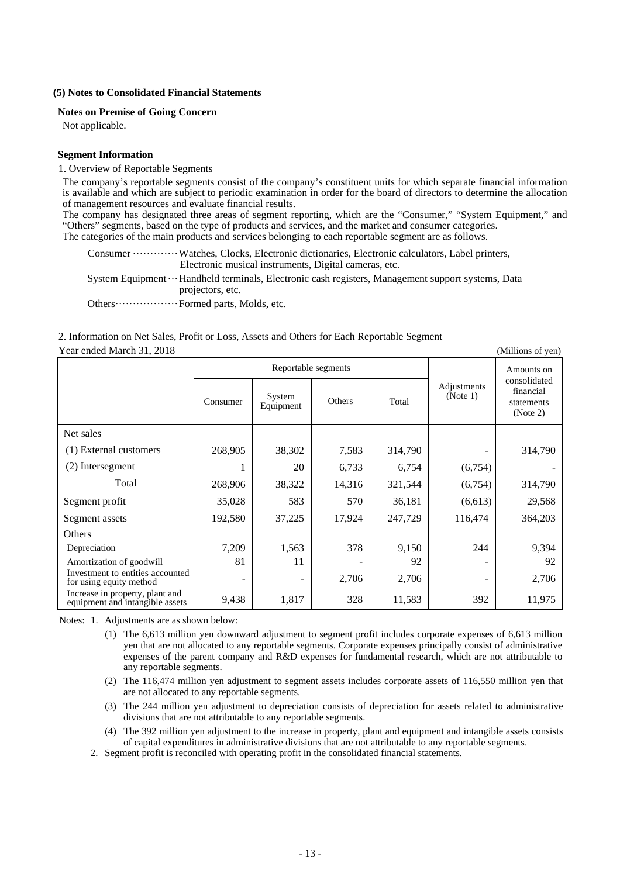### (5) Notes to Consolidated Financial Statements

#### Notes on Premise of Going Concern

Not applicable.

#### Segment Information

1. Overview of Reportable Segments

The company's reportable segments consist of the company's constituent units for which separate financial information is available and which are subject to periodic examination in order for the board of directors to determine the allocation of management resources and evaluate financial results.

The company has designated three areas of segment reporting, which are the "Consumer," "System Equipment," and "Others" segments, based on the type of products and services, and the market and consumer categories.

The categories of the main products and services belonging to each reportable segment are as follows.

Consumer ············ Watches, Clocks, Electronic dictionaries, Electronic calculators, Label printers, Electronic musical instruments, Digital cameras, etc.

System Equipment ··· Handheld terminals, Electronic cash registers, Management support systems, Data projectors, etc.

Others················· Formed parts, Molds, etc.

2. Information on Net Sales, Profit or Loss, Assets and Others for Each Reportable Segment

Year ended March 31, 2018 (Millions of yen)

| | Reportable segments | | | | Adjustments (Note 1) | Amounts on consolidated financial statements (Note 2) |
|---|---|---|---|---|---|---|
| | Consumer | System Equipment | Others | Total | | |
| Net sales | | | | | | |
| (1) External customers | 268,905 | 38,302 | 7,583 | 314,790 | - | 314,790 |
| (2) Intersegment | 1 | 20 | 6,733 | 6,754 | (6,754) | - |
| Total | 268,906 | 38,322 | 14,316 | 321,544 | (6,754) | 314,790 |
| Segment profit | 35,028 | 583 | 570 | 36,181 | (6,613) | 29,568 |
| Segment assets | 192,580 | 37,225 | 17,924 | 247,729 | 116,474 | 364,203 |
| Others | | | | | | |
| Depreciation | 7,209 | 1,563 | 378 | 9,150 | 244 | 9,394 |
| Amortization of goodwill | 81 | 11 | - | 92 | - | 92 |
| Investment to entities accounted for using equity method | - | - | 2,706 | 2,706 | - | 2,706 |
| Increase in property, plant and equipment and intangible assets | 9,438 | 1,817 | 328 | 11,583 | 392 | 11,975 |

Notes: 1. Adjustments are as shown below:

(1) The 6,613 million yen downward adjustment to segment profit includes corporate expenses of 6,613 million yen that are not allocated to any reportable segments. Corporate expenses principally consist of administrative expenses of the parent company and R&D expenses for fundamental research, which are not attributable to any reportable segments.

(2) The 116,474 million yen adjustment to segment assets includes corporate assets of 116,550 million yen that are not allocated to any reportable segments.

(3) The 244 million yen adjustment to depreciation consists of depreciation for assets related to administrative divisions that are not attributable to any reportable segments.

(4) The 392 million yen adjustment to the increase in property, plant and equipment and intangible assets consists of capital expenditures in administrative divisions that are not attributable to any reportable segments.

2. Segment profit is reconciled with operating profit in the consolidated financial statements.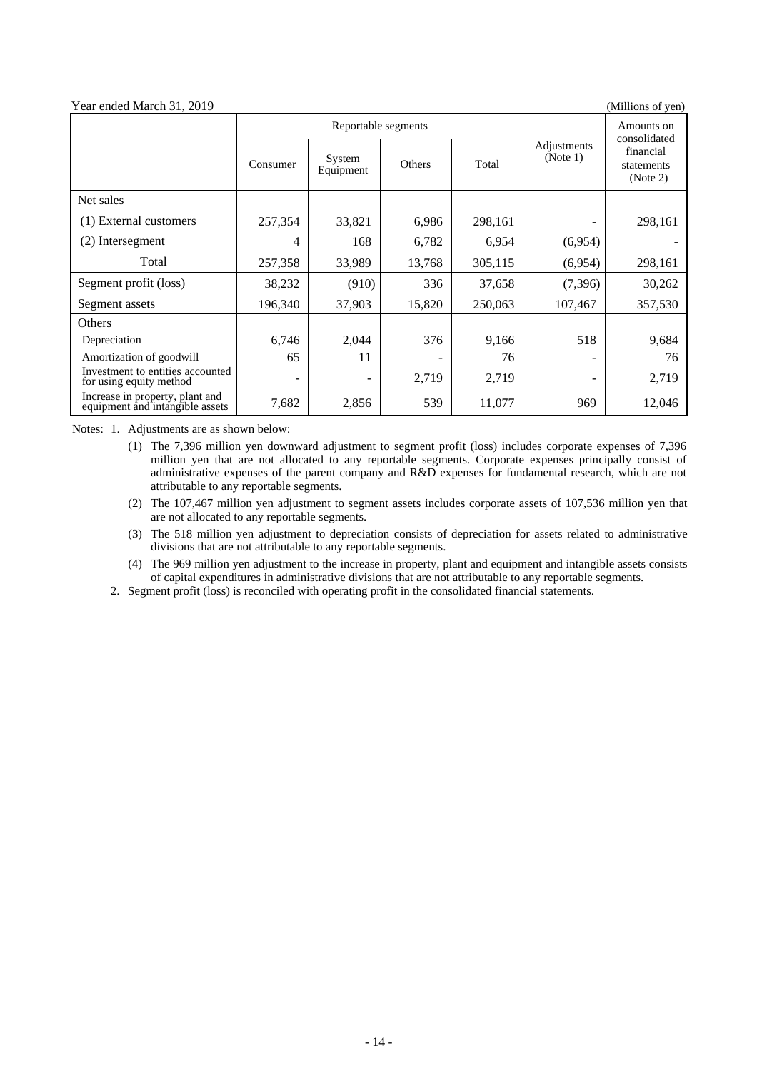Year ended March 31, 2019

(Millions of yen)

| | Reportable segments | | | | Adjustments (Note 1) | Amounts on consolidated financial statements (Note 2) |
|---|---|---|---|---|---|---|
| | Consumer | System Equipment | Others | Total | | |
| Net sales | | | | | | |
| (1) External customers | 257,354 | 33,821 | 6,986 | 298,161 | - | 298,161 |
| (2) Intersegment | 4 | 168 | 6,782 | 6,954 | (6,954) | - |
| Total | 257,358 | 33,989 | 13,768 | 305,115 | (6,954) | 298,161 |
| Segment profit (loss) | 38,232 | (910) | 336 | 37,658 | (7,396) | 30,262 |
| Segment assets | 196,340 | 37,903 | 15,820 | 250,063 | 107,467 | 357,530 |
| Others | | | | | | |
| Depreciation | 6,746 | 2,044 | 376 | 9,166 | 518 | 9,684 |
| Amortization of goodwill | 65 | 11 | - | 76 | - | 76 |
| Investment to entities accounted for using equity method | - | - | 2,719 | 2,719 | - | 2,719 |
| Increase in property, plant and equipment and intangible assets | 7,682 | 2,856 | 539 | 11,077 | 969 | 12,046 |

Notes: 1. Adjustments are as shown below:

(1) The 7,396 million yen downward adjustment to segment profit (loss) includes corporate expenses of 7,396 million yen that are not allocated to any reportable segments. Corporate expenses principally consist of administrative expenses of the parent company and R&D expenses for fundamental research, which are not attributable to any reportable segments.

(2) The 107,467 million yen adjustment to segment assets includes corporate assets of 107,536 million yen that are not allocated to any reportable segments.

(3) The 518 million yen adjustment to depreciation consists of depreciation for assets related to administrative divisions that are not attributable to any reportable segments.

(4) The 969 million yen adjustment to the increase in property, plant and equipment and intangible assets consists of capital expenditures in administrative divisions that are not attributable to any reportable segments.

2. Segment profit (loss) is reconciled with operating profit in the consolidated financial statements.